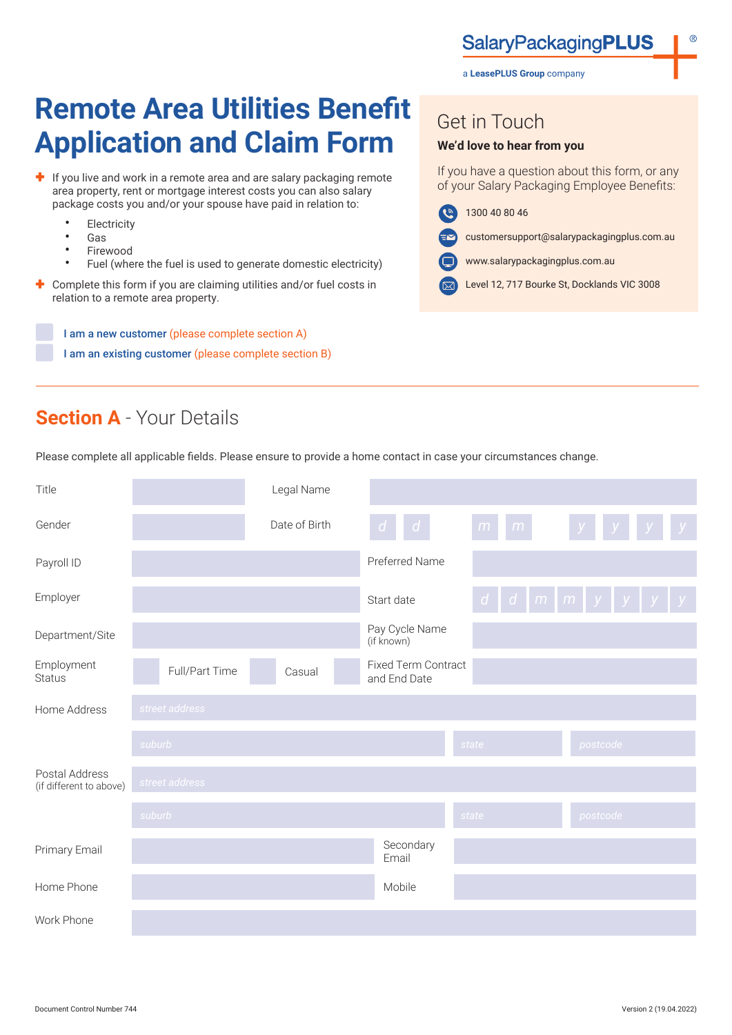SalaryPackagingPLUS®

a LeasePLUS Group company

# Remote Area Utilities Benefit Application and Claim Form

- If you live and work in a remote area and are salary packaging remote area property, rent or mortgage interest costs you can also salary package costs you and/or your spouse have paid in relation to:
  - Electricity
  - Gas
  - Firewood
  - Fuel (where the fuel is used to generate domestic electricity)
- Complete this form if you are claiming utilities and/or fuel costs in relation to a remote area property.

## Get in Touch

**We'd love to hear from you**

If you have a question about this form, or any of your Salary Packaging Employee Benefits:

- 1300 40 80 46
- customersupport@salarypackagingplus.com.au
- www.salarypackagingplus.com.au
- Level 12, 717 Bourke St, Docklands VIC 3008

☐ I am a new customer (please complete section A)

☐ I am an existing customer (please complete section B)

## Section A - Your Details

Please complete all applicable fields. Please ensure to provide a home contact in case your circumstances change.

| | | | |
|---|---|---|---|
| Title | | Legal Name | |
| Gender | | Date of Birth | d d / m m / y y y y |
| Payroll ID | | Preferred Name | |
| Employer | | Start date | d d / m m / y y y y |
| Department/Site | | Pay Cycle Name (if known) | |
| Employment Status | ☐ Full/Part Time ☐ Casual ☐ | Fixed Term Contract and End Date | |
| Home Address | street address | | |
| | suburb | state | postcode |
| Postal Address (if different to above) | street address | | |
| | suburb | state | postcode |
| Primary Email | | Secondary Email | |
| Home Phone | | Mobile | |
| Work Phone | | | |

Document Control Number 744

Version 2 (19.04.2022)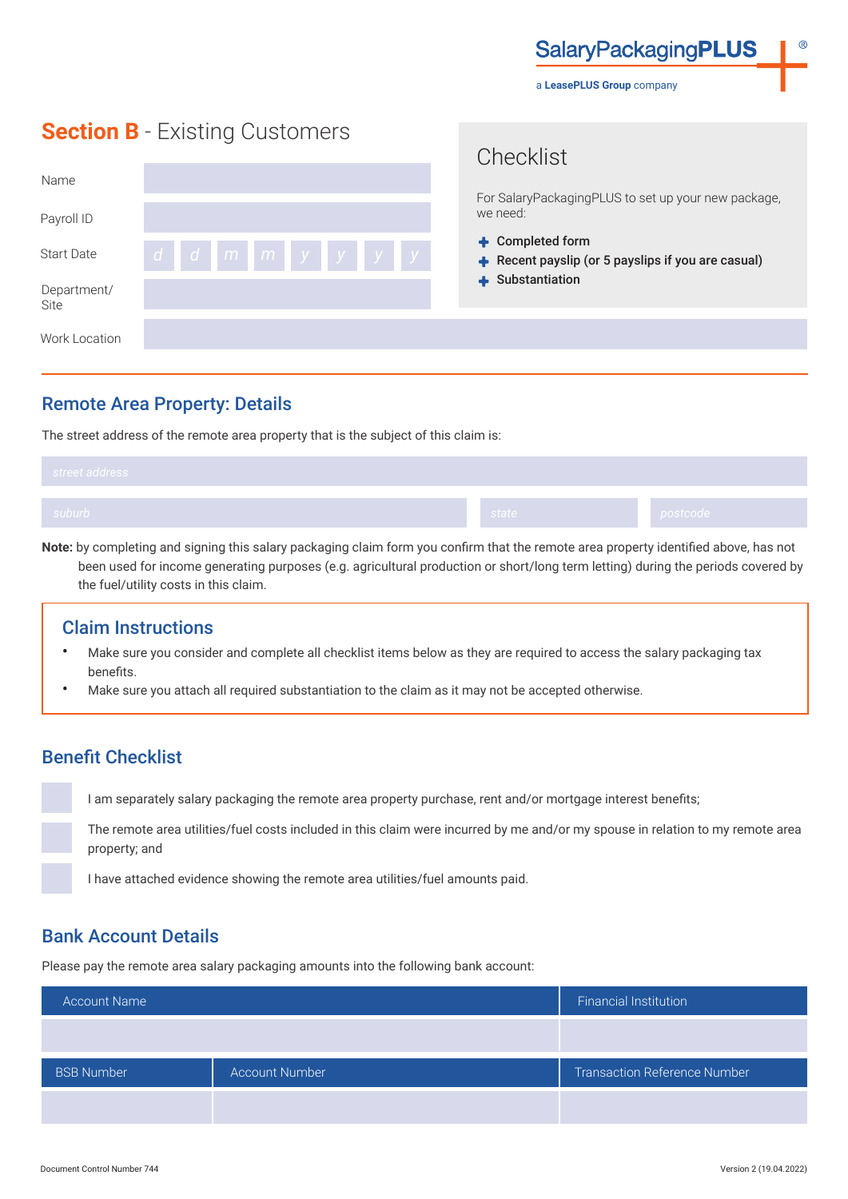SalaryPackagingPLUS

a LeasePLUS Group company

## Section B - Existing Customers

| | |
|---|---|
| Name | |
| Payroll ID | |
| Start Date | d d m m y y y y |
| Department/ Site | |
| Work Location | |

### Checklist

For SalaryPackagingPLUS to set up your new package, we need:

- **Completed form**
- **Recent payslip (or 5 payslips if you are casual)**
- **Substantiation**

## Remote Area Property: Details

The street address of the remote area property that is the subject of this claim is:

| street address | | |
|---|---|---|
| suburb | state | postcode |

**Note:** by completing and signing this salary packaging claim form you confirm that the remote area property identified above, has not been used for income generating purposes (e.g. agricultural production or short/long term letting) during the periods covered by the fuel/utility costs in this claim.

### Claim Instructions

- Make sure you consider and complete all checklist items below as they are required to access the salary packaging tax benefits.
- Make sure you attach all required substantiation to the claim as it may not be accepted otherwise.

## Benefit Checklist

- [ ] I am separately salary packaging the remote area property purchase, rent and/or mortgage interest benefits;
- [ ] The remote area utilities/fuel costs included in this claim were incurred by me and/or my spouse in relation to my remote area property; and
- [ ] I have attached evidence showing the remote area utilities/fuel amounts paid.

## Bank Account Details

Please pay the remote area salary packaging amounts into the following bank account:

| Account Name | | Financial Institution |
|---|---|---|
| | | |
| BSB Number | Account Number | Transaction Reference Number |
| | | |

Document Control Number 744

Version 2 (19.04.2022)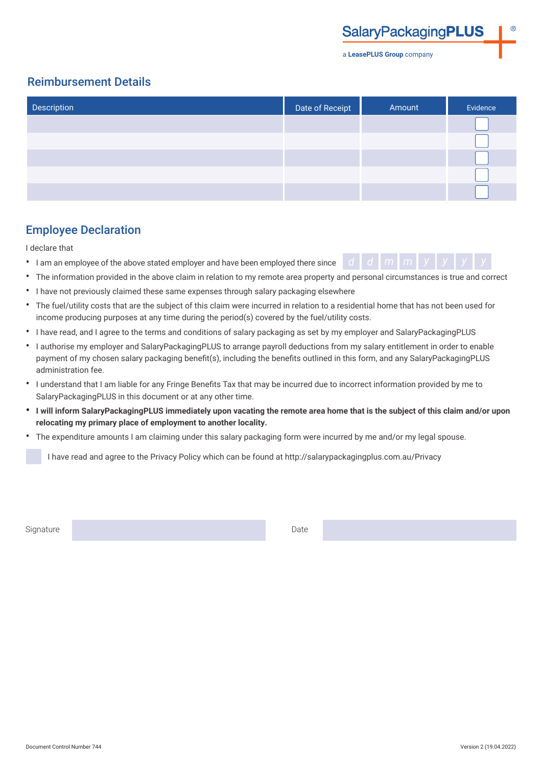## Reimbursement Details

| Description | Date of Receipt | Amount | Evidence |
|---|---|---|---|
| | | | ☐ |
| | | | ☐ |
| | | | ☐ |
| | | | ☐ |
| | | | ☐ |

## Employee Declaration

I declare that

- I am an employee of the above stated employer and have been employed there since d d m m y y y y
- The information provided in the above claim in relation to my remote area property and personal circumstances is true and correct
- I have not previously claimed these same expenses through salary packaging elsewhere
- The fuel/utility costs that are the subject of this claim were incurred in relation to a residential home that has not been used for income producing purposes at any time during the period(s) covered by the fuel/utility costs.
- I have read, and I agree to the terms and conditions of salary packaging as set by my employer and SalaryPackagingPLUS
- I authorise my employer and SalaryPackagingPLUS to arrange payroll deductions from my salary entitlement in order to enable payment of my chosen salary packaging benefit(s), including the benefits outlined in this form, and any SalaryPackagingPLUS administration fee.
- I understand that I am liable for any Fringe Benefits Tax that may be incurred due to incorrect information provided by me to SalaryPackagingPLUS in this document or at any other time.
- **I will inform SalaryPackagingPLUS immediately upon vacating the remote area home that is the subject of this claim and/or upon relocating my primary place of employment to another locality.**
- The expenditure amounts I am claiming under this salary packaging form were incurred by me and/or my legal spouse.

☐ I have read and agree to the Privacy Policy which can be found at http://salarypackagingplus.com.au/Privacy

Signature ____________________ Date ____________________

Document Control Number 744

Version 2 (19.04.2022)